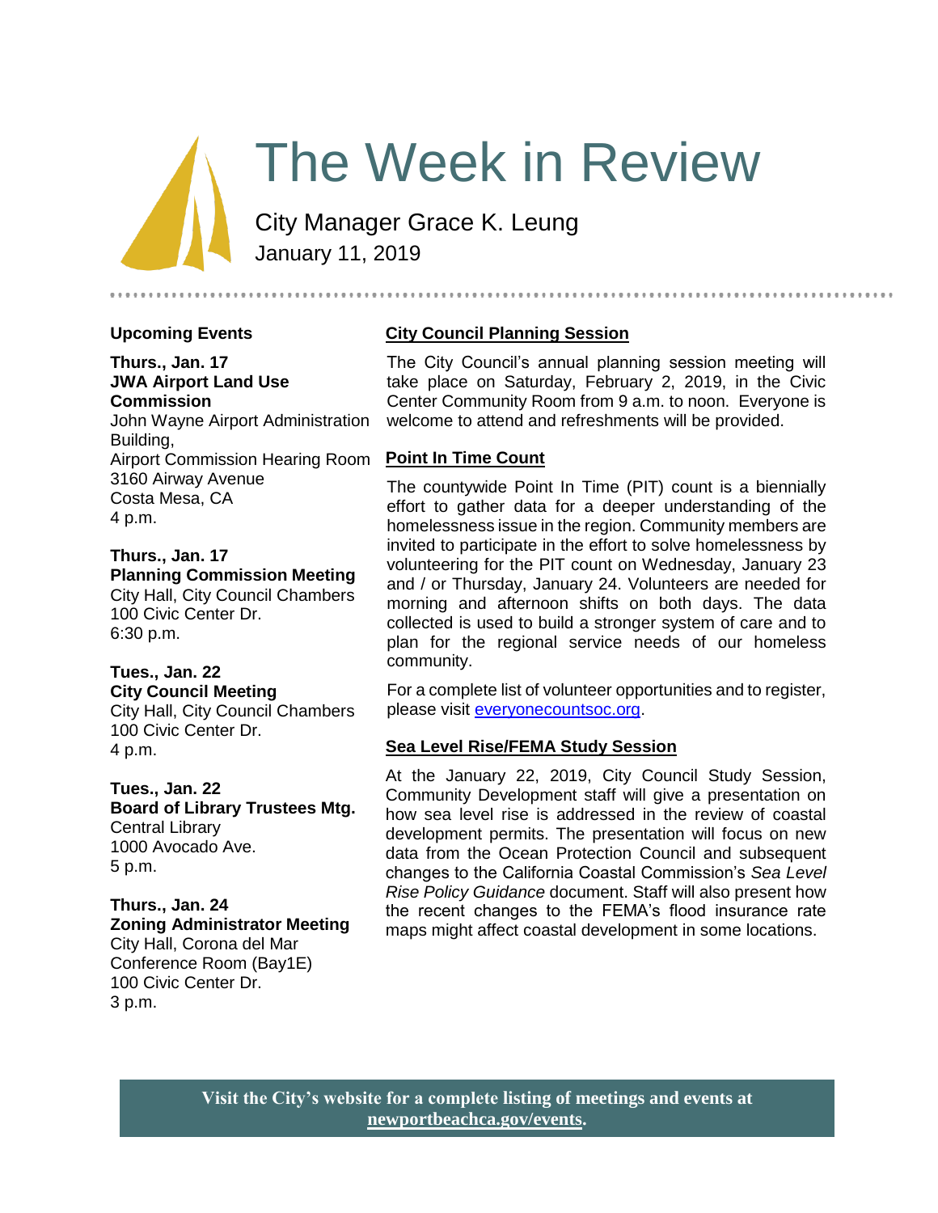# The Week in Review

City Manager Grace K. Leung

January 11, 2019

## Upcoming Events

**Thurs., Jan. 17**
**JWA Airport Land Use Commission**
John Wayne Airport Administration Building,
Airport Commission Hearing Room
3160 Airway Avenue
Costa Mesa, CA
4 p.m.

**Thurs., Jan. 17**
**Planning Commission Meeting**
City Hall, City Council Chambers
100 Civic Center Dr.
6:30 p.m.

**Tues., Jan. 22**
**City Council Meeting**
City Hall, City Council Chambers
100 Civic Center Dr.
4 p.m.

**Tues., Jan. 22**
**Board of Library Trustees Mtg.**
Central Library
1000 Avocado Ave.
5 p.m.

**Thurs., Jan. 24**
**Zoning Administrator Meeting**
City Hall, Corona del Mar Conference Room (Bay1E)
100 Civic Center Dr.
3 p.m.

## City Council Planning Session

The City Council's annual planning session meeting will take place on Saturday, February 2, 2019, in the Civic Center Community Room from 9 a.m. to noon. Everyone is welcome to attend and refreshments will be provided.

## Point In Time Count

The countywide Point In Time (PIT) count is a biennially effort to gather data for a deeper understanding of the homelessness issue in the region. Community members are invited to participate in the effort to solve homelessness by volunteering for the PIT count on Wednesday, January 23 and / or Thursday, January 24. Volunteers are needed for morning and afternoon shifts on both days. The data collected is used to build a stronger system of care and to plan for the regional service needs of our homeless community.

For a complete list of volunteer opportunities and to register, please visit everyonecountsoc.org.

## Sea Level Rise/FEMA Study Session

At the January 22, 2019, City Council Study Session, Community Development staff will give a presentation on how sea level rise is addressed in the review of coastal development permits. The presentation will focus on new data from the Ocean Protection Council and subsequent changes to the California Coastal Commission's *Sea Level Rise Policy Guidance* document. Staff will also present how the recent changes to the FEMA's flood insurance rate maps might affect coastal development in some locations.

**Visit the City's website for a complete listing of meetings and events at newportbeachca.gov/events.**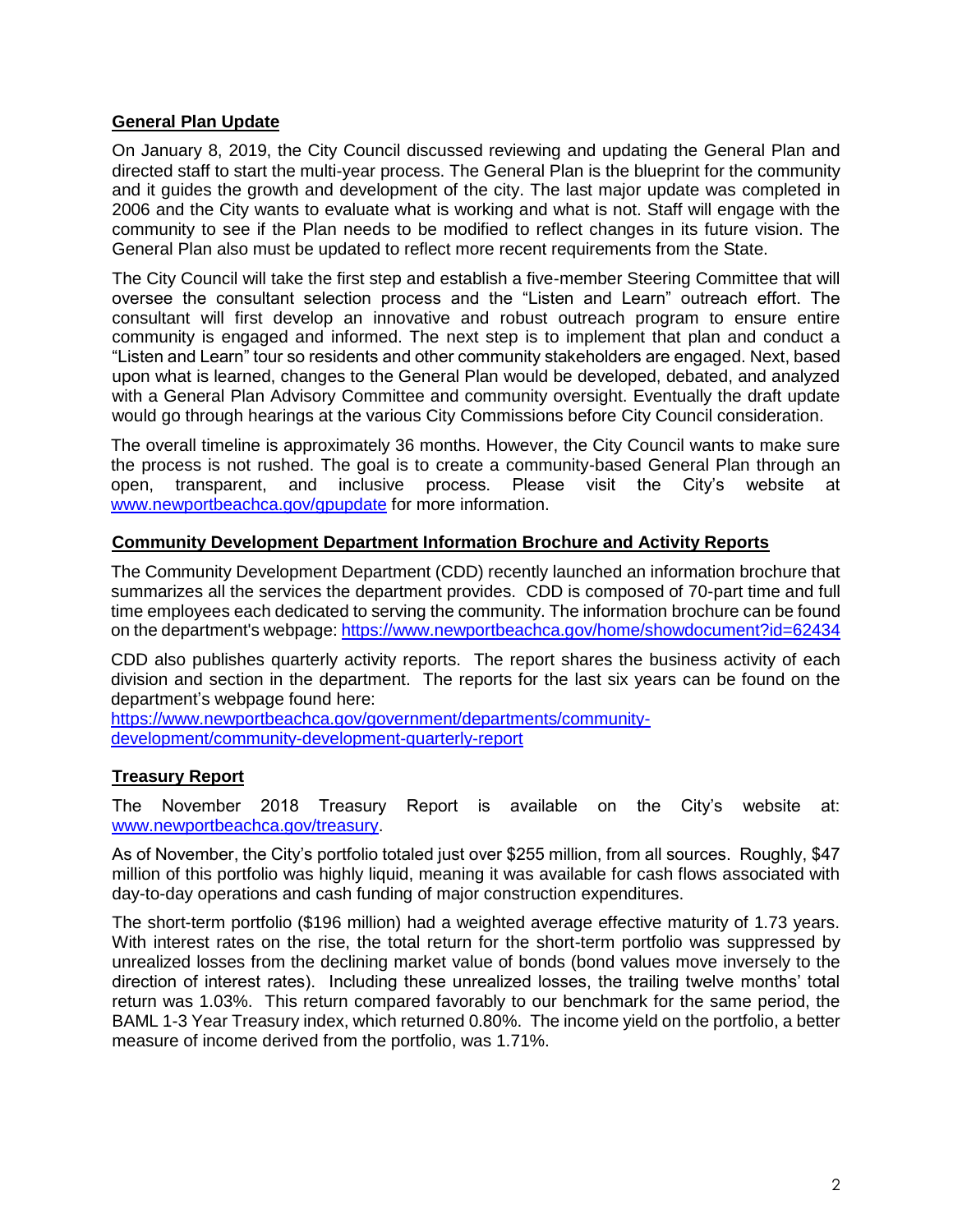## General Plan Update

On January 8, 2019, the City Council discussed reviewing and updating the General Plan and directed staff to start the multi-year process. The General Plan is the blueprint for the community and it guides the growth and development of the city. The last major update was completed in 2006 and the City wants to evaluate what is working and what is not. Staff will engage with the community to see if the Plan needs to be modified to reflect changes in its future vision. The General Plan also must be updated to reflect more recent requirements from the State.

The City Council will take the first step and establish a five-member Steering Committee that will oversee the consultant selection process and the "Listen and Learn" outreach effort. The consultant will first develop an innovative and robust outreach program to ensure entire community is engaged and informed. The next step is to implement that plan and conduct a "Listen and Learn" tour so residents and other community stakeholders are engaged. Next, based upon what is learned, changes to the General Plan would be developed, debated, and analyzed with a General Plan Advisory Committee and community oversight. Eventually the draft update would go through hearings at the various City Commissions before City Council consideration.

The overall timeline is approximately 36 months. However, the City Council wants to make sure the process is not rushed. The goal is to create a community-based General Plan through an open, transparent, and inclusive process. Please visit the City's website at [www.newportbeachca.gov/gpupdate](www.newportbeachca.gov/gpupdate) for more information.

## Community Development Department Information Brochure and Activity Reports

The Community Development Department (CDD) recently launched an information brochure that summarizes all the services the department provides. CDD is composed of 70-part time and full time employees each dedicated to serving the community. The information brochure can be found on the department's webpage: [https://www.newportbeachca.gov/home/showdocument?id=62434](https://www.newportbeachca.gov/home/showdocument?id=62434)

CDD also publishes quarterly activity reports. The report shares the business activity of each division and section in the department. The reports for the last six years can be found on the department's webpage found here:
[https://www.newportbeachca.gov/government/departments/community-development/community-development-quarterly-report](https://www.newportbeachca.gov/government/departments/community-development/community-development-quarterly-report)

## Treasury Report

The November 2018 Treasury Report is available on the City's website at: [www.newportbeachca.gov/treasury](www.newportbeachca.gov/treasury).

As of November, the City's portfolio totaled just over $255 million, from all sources. Roughly, $47 million of this portfolio was highly liquid, meaning it was available for cash flows associated with day-to-day operations and cash funding of major construction expenditures.

The short-term portfolio ($196 million) had a weighted average effective maturity of 1.73 years. With interest rates on the rise, the total return for the short-term portfolio was suppressed by unrealized losses from the declining market value of bonds (bond values move inversely to the direction of interest rates). Including these unrealized losses, the trailing twelve months' total return was 1.03%. This return compared favorably to our benchmark for the same period, the BAML 1-3 Year Treasury index, which returned 0.80%. The income yield on the portfolio, a better measure of income derived from the portfolio, was 1.71%.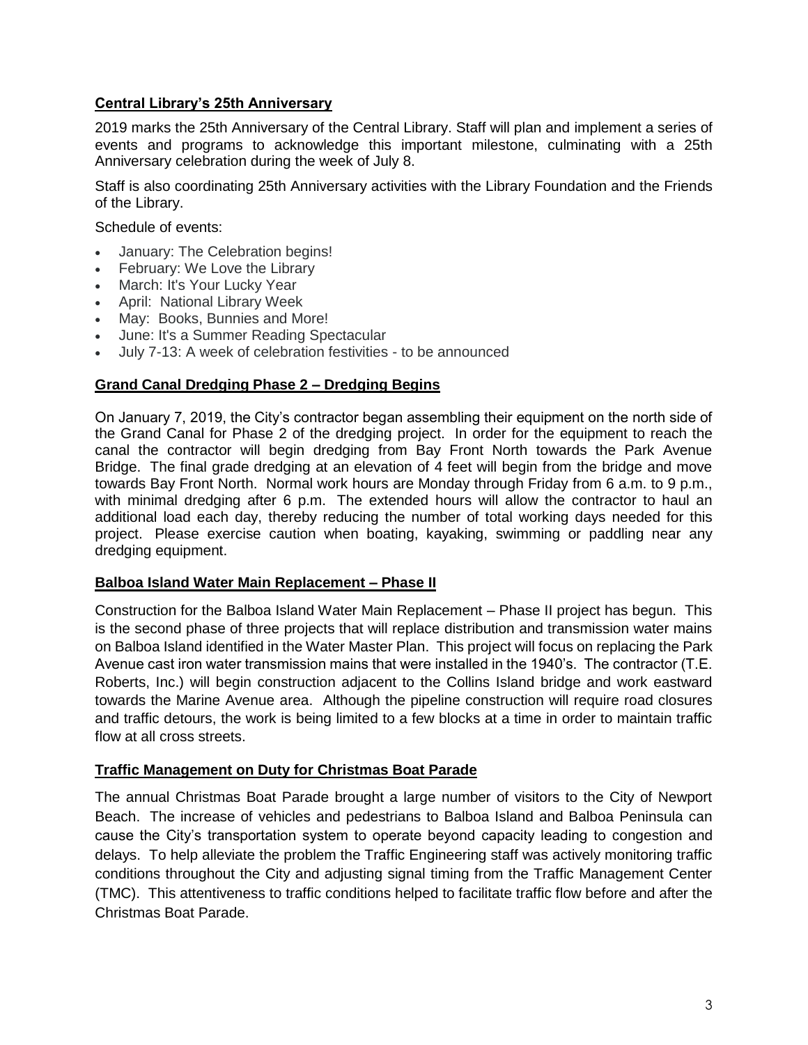**Central Library's 25th Anniversary**

2019 marks the 25th Anniversary of the Central Library. Staff will plan and implement a series of events and programs to acknowledge this important milestone, culminating with a 25th Anniversary celebration during the week of July 8.

Staff is also coordinating 25th Anniversary activities with the Library Foundation and the Friends of the Library.

Schedule of events:

- January: The Celebration begins!
- February: We Love the Library
- March: It's Your Lucky Year
- April: National Library Week
- May: Books, Bunnies and More!
- June: It's a Summer Reading Spectacular
- July 7-13: A week of celebration festivities - to be announced

**Grand Canal Dredging Phase 2 – Dredging Begins**

On January 7, 2019, the City's contractor began assembling their equipment on the north side of the Grand Canal for Phase 2 of the dredging project. In order for the equipment to reach the canal the contractor will begin dredging from Bay Front North towards the Park Avenue Bridge. The final grade dredging at an elevation of 4 feet will begin from the bridge and move towards Bay Front North. Normal work hours are Monday through Friday from 6 a.m. to 9 p.m., with minimal dredging after 6 p.m. The extended hours will allow the contractor to haul an additional load each day, thereby reducing the number of total working days needed for this project. Please exercise caution when boating, kayaking, swimming or paddling near any dredging equipment.

**Balboa Island Water Main Replacement – Phase II**

Construction for the Balboa Island Water Main Replacement – Phase II project has begun. This is the second phase of three projects that will replace distribution and transmission water mains on Balboa Island identified in the Water Master Plan. This project will focus on replacing the Park Avenue cast iron water transmission mains that were installed in the 1940's. The contractor (T.E. Roberts, Inc.) will begin construction adjacent to the Collins Island bridge and work eastward towards the Marine Avenue area. Although the pipeline construction will require road closures and traffic detours, the work is being limited to a few blocks at a time in order to maintain traffic flow at all cross streets.

**Traffic Management on Duty for Christmas Boat Parade**

The annual Christmas Boat Parade brought a large number of visitors to the City of Newport Beach. The increase of vehicles and pedestrians to Balboa Island and Balboa Peninsula can cause the City's transportation system to operate beyond capacity leading to congestion and delays. To help alleviate the problem the Traffic Engineering staff was actively monitoring traffic conditions throughout the City and adjusting signal timing from the Traffic Management Center (TMC). This attentiveness to traffic conditions helped to facilitate traffic flow before and after the Christmas Boat Parade.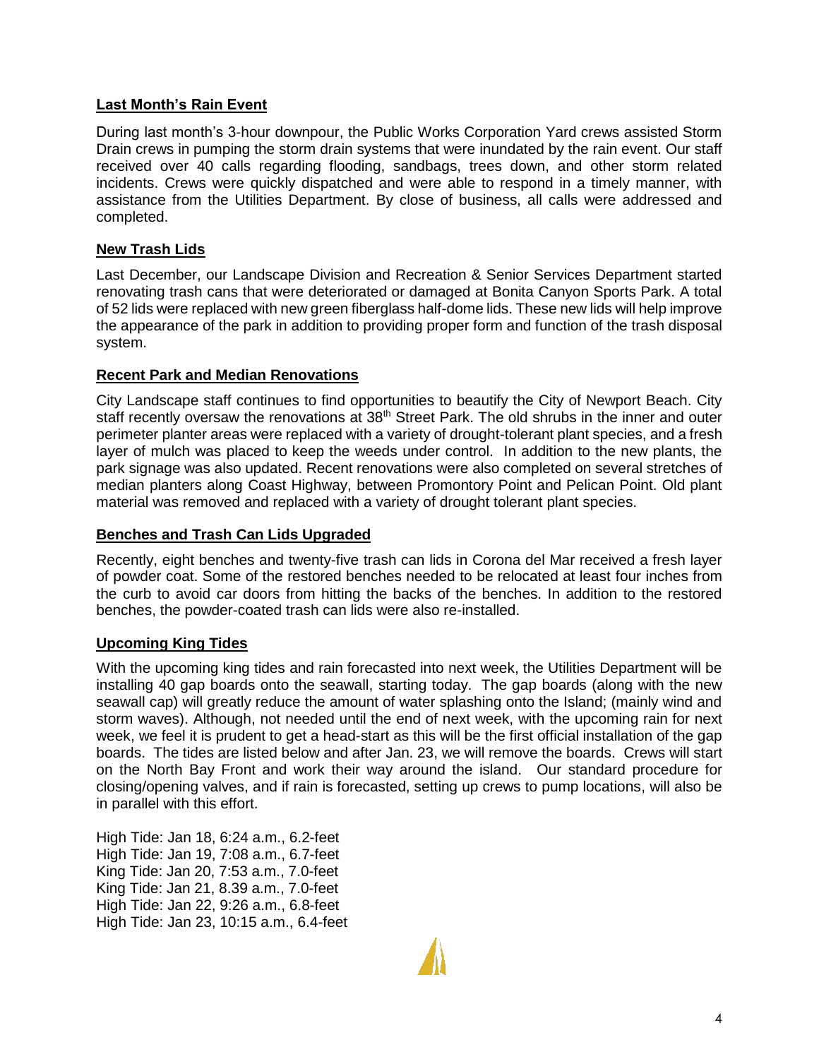## **Last Month's Rain Event**

During last month's 3-hour downpour, the Public Works Corporation Yard crews assisted Storm Drain crews in pumping the storm drain systems that were inundated by the rain event. Our staff received over 40 calls regarding flooding, sandbags, trees down, and other storm related incidents. Crews were quickly dispatched and were able to respond in a timely manner, with assistance from the Utilities Department. By close of business, all calls were addressed and completed.

## **New Trash Lids**

Last December, our Landscape Division and Recreation & Senior Services Department started renovating trash cans that were deteriorated or damaged at Bonita Canyon Sports Park. A total of 52 lids were replaced with new green fiberglass half-dome lids. These new lids will help improve the appearance of the park in addition to providing proper form and function of the trash disposal system.

## **Recent Park and Median Renovations**

City Landscape staff continues to find opportunities to beautify the City of Newport Beach. City staff recently oversaw the renovations at 38th Street Park. The old shrubs in the inner and outer perimeter planter areas were replaced with a variety of drought-tolerant plant species, and a fresh layer of mulch was placed to keep the weeds under control. In addition to the new plants, the park signage was also updated. Recent renovations were also completed on several stretches of median planters along Coast Highway, between Promontory Point and Pelican Point. Old plant material was removed and replaced with a variety of drought tolerant plant species.

## **Benches and Trash Can Lids Upgraded**

Recently, eight benches and twenty-five trash can lids in Corona del Mar received a fresh layer of powder coat. Some of the restored benches needed to be relocated at least four inches from the curb to avoid car doors from hitting the backs of the benches. In addition to the restored benches, the powder-coated trash can lids were also re-installed.

## **Upcoming King Tides**

With the upcoming king tides and rain forecasted into next week, the Utilities Department will be installing 40 gap boards onto the seawall, starting today. The gap boards (along with the new seawall cap) will greatly reduce the amount of water splashing onto the Island; (mainly wind and storm waves). Although, not needed until the end of next week, with the upcoming rain for next week, we feel it is prudent to get a head-start as this will be the first official installation of the gap boards. The tides are listed below and after Jan. 23, we will remove the boards. Crews will start on the North Bay Front and work their way around the island. Our standard procedure for closing/opening valves, and if rain is forecasted, setting up crews to pump locations, will also be in parallel with this effort.

High Tide: Jan 18, 6:24 a.m., 6.2-feet
High Tide: Jan 19, 7:08 a.m., 6.7-feet
King Tide: Jan 20, 7:53 a.m., 7.0-feet
King Tide: Jan 21, 8.39 a.m., 7.0-feet
High Tide: Jan 22, 9:26 a.m., 6.8-feet
High Tide: Jan 23, 10:15 a.m., 6.4-feet